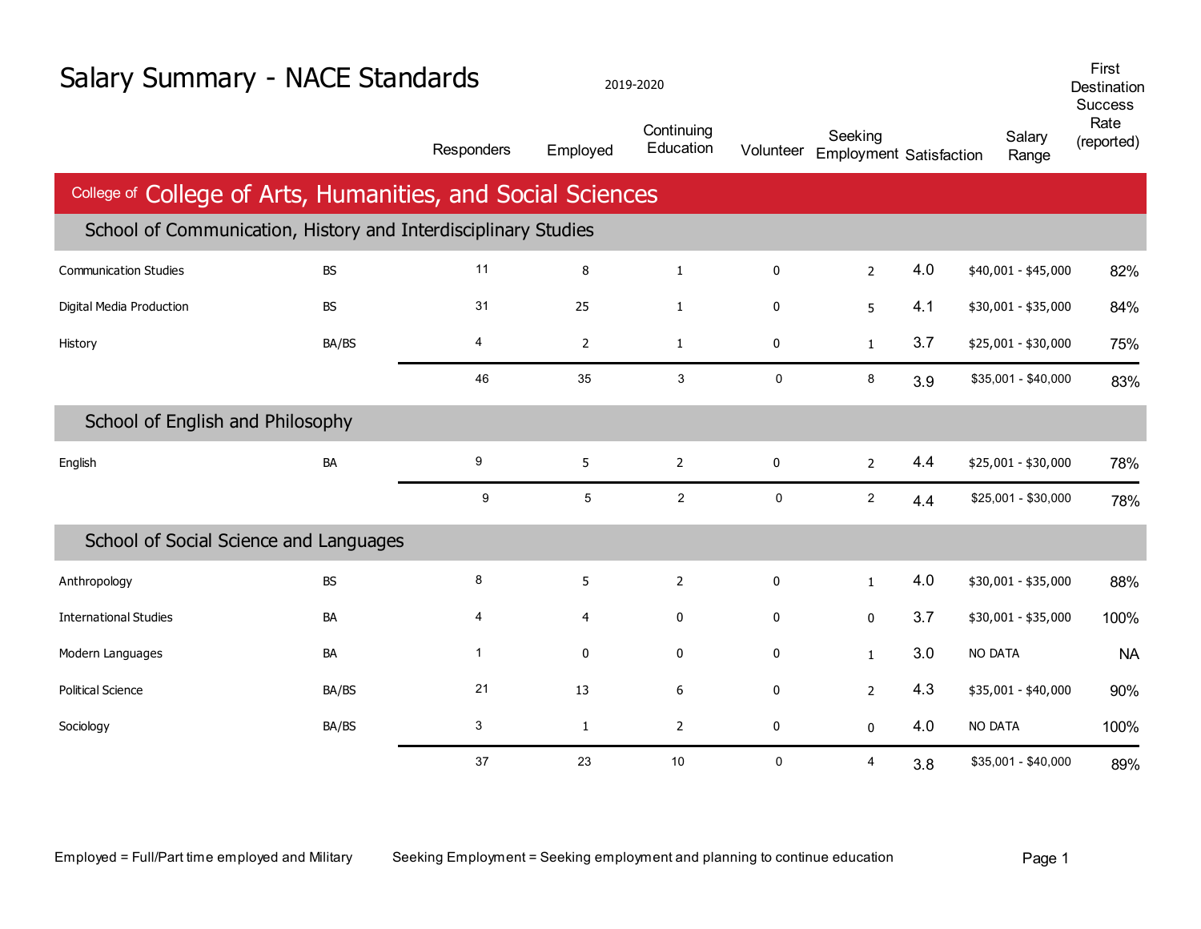# Salary Summary - NACE Standards

2019-2020

| | | Responders | Employed | Continuing Education | Volunteer | Seeking Employment | Satisfaction | Salary Range | First Destination Success Rate (reported) |
|---|---|---|---|---|---|---|---|---|---|
| **College of College of Arts, Humanities, and Social Sciences** | | | | | | | | | |
| **School of Communication, History and Interdisciplinary Studies** | | | | | | | | | |
| Communication Studies | BS | 11 | 8 | 1 | 0 | 2 | 4.0 | $40,001 - $45,000 | 82% |
| Digital Media Production | BS | 31 | 25 | 1 | 0 | 5 | 4.1 | $30,001 - $35,000 | 84% |
| History | BA/BS | 4 | 2 | 1 | 0 | 1 | 3.7 | $25,001 - $30,000 | 75% |
| | | 46 | 35 | 3 | 0 | 8 | 3.9 | $35,001 - $40,000 | 83% |
| **School of English and Philosophy** | | | | | | | | | |
| English | BA | 9 | 5 | 2 | 0 | 2 | 4.4 | $25,001 - $30,000 | 78% |
| | | 9 | 5 | 2 | 0 | 2 | 4.4 | $25,001 - $30,000 | 78% |
| **School of Social Science and Languages** | | | | | | | | | |
| Anthropology | BS | 8 | 5 | 2 | 0 | 1 | 4.0 | $30,001 - $35,000 | 88% |
| International Studies | BA | 4 | 4 | 0 | 0 | 0 | 3.7 | $30,001 - $35,000 | 100% |
| Modern Languages | BA | 1 | 0 | 0 | 0 | 1 | 3.0 | NO DATA | NA |
| Political Science | BA/BS | 21 | 13 | 6 | 0 | 2 | 4.3 | $35,001 - $40,000 | 90% |
| Sociology | BA/BS | 3 | 1 | 2 | 0 | 0 | 4.0 | NO DATA | 100% |
| | | 37 | 23 | 10 | 0 | 4 | 3.8 | $35,001 - $40,000 | 89% |

Employed = Full/Part time employed and Military

Seeking Employment = Seeking employment and planning to continue education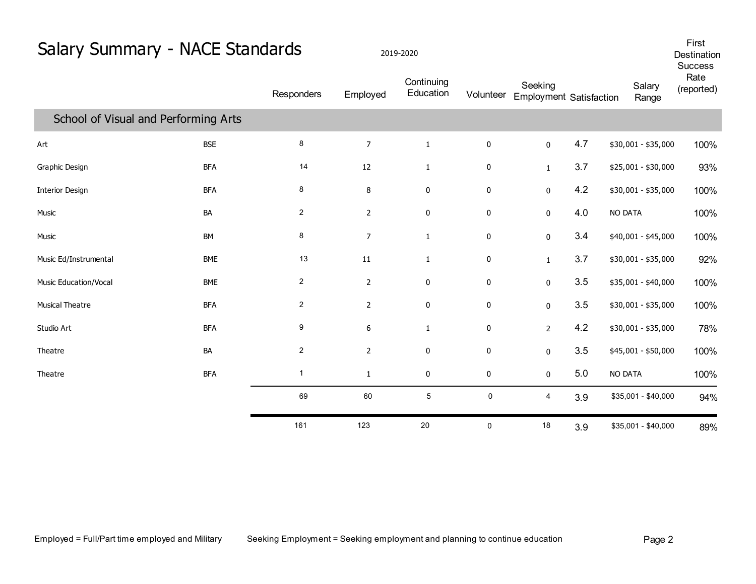# Salary Summary - NACE Standards

2019-2020

| | | Responders | Employed | Continuing Education | Volunteer | Seeking Employment | Satisfaction | Salary Range | First Destination Success Rate (reported) |
|---|---|---|---|---|---|---|---|---|---|
| **School of Visual and Performing Arts** | | | | | | | | | |
| Art | BSE | 8 | 7 | 1 | 0 | 0 | 4.7 | $30,001 - $35,000 | 100% |
| Graphic Design | BFA | 14 | 12 | 1 | 0 | 1 | 3.7 | $25,001 - $30,000 | 93% |
| Interior Design | BFA | 8 | 8 | 0 | 0 | 0 | 4.2 | $30,001 - $35,000 | 100% |
| Music | BA | 2 | 2 | 0 | 0 | 0 | 4.0 | NO DATA | 100% |
| Music | BM | 8 | 7 | 1 | 0 | 0 | 3.4 | $40,001 - $45,000 | 100% |
| Music Ed/Instrumental | BME | 13 | 11 | 1 | 0 | 1 | 3.7 | $30,001 - $35,000 | 92% |
| Music Education/Vocal | BME | 2 | 2 | 0 | 0 | 0 | 3.5 | $35,001 - $40,000 | 100% |
| Musical Theatre | BFA | 2 | 2 | 0 | 0 | 0 | 3.5 | $30,001 - $35,000 | 100% |
| Studio Art | BFA | 9 | 6 | 1 | 0 | 2 | 4.2 | $30,001 - $35,000 | 78% |
| Theatre | BA | 2 | 2 | 0 | 0 | 0 | 3.5 | $45,001 - $50,000 | 100% |
| Theatre | BFA | 1 | 1 | 0 | 0 | 0 | 5.0 | NO DATA | 100% |
| | | 69 | 60 | 5 | 0 | 4 | 3.9 | $35,001 - $40,000 | 94% |
| | | 161 | 123 | 20 | 0 | 18 | 3.9 | $35,001 - $40,000 | 89% |

Employed = Full/Part time employed and Military     Seeking Employment = Seeking employment and planning to continue education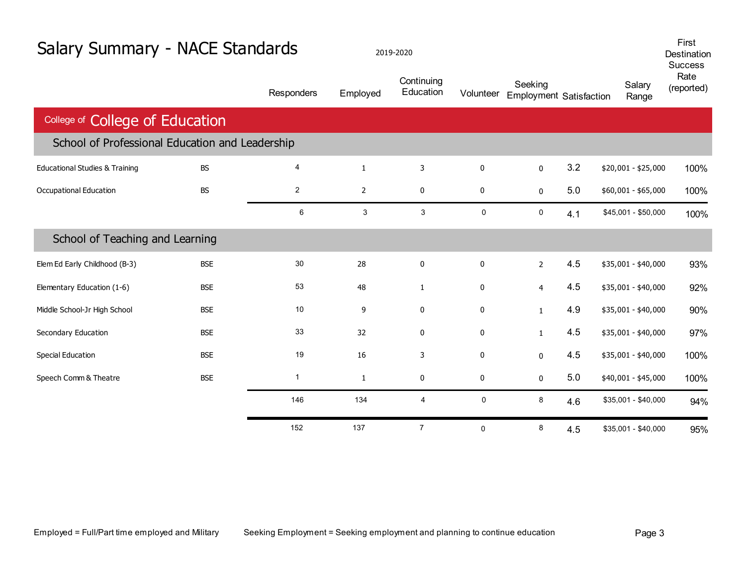# Salary Summary - NACE Standards

2019-2020

| | | Responders | Employed | Continuing Education | Volunteer | Seeking Employment | Satisfaction | Salary Range | First Destination Success Rate (reported) |
|---|---|---|---|---|---|---|---|---|---|
| **College of College of Education** | | | | | | | | | |
| **School of Professional Education and Leadership** | | | | | | | | | |
| Educational Studies & Training | BS | 4 | 1 | 3 | 0 | 0 | 3.2 | $20,001 - $25,000 | 100% |
| Occupational Education | BS | 2 | 2 | 0 | 0 | 0 | 5.0 | $60,001 - $65,000 | 100% |
| | | 6 | 3 | 3 | 0 | 0 | 4.1 | $45,001 - $50,000 | 100% |
| **School of Teaching and Learning** | | | | | | | | | |
| Elem Ed Early Childhood (B-3) | BSE | 30 | 28 | 0 | 0 | 2 | 4.5 | $35,001 - $40,000 | 93% |
| Elementary Education (1-6) | BSE | 53 | 48 | 1 | 0 | 4 | 4.5 | $35,001 - $40,000 | 92% |
| Middle School-Jr High School | BSE | 10 | 9 | 0 | 0 | 1 | 4.9 | $35,001 - $40,000 | 90% |
| Secondary Education | BSE | 33 | 32 | 0 | 0 | 1 | 4.5 | $35,001 - $40,000 | 97% |
| Special Education | BSE | 19 | 16 | 3 | 0 | 0 | 4.5 | $35,001 - $40,000 | 100% |
| Speech Comm & Theatre | BSE | 1 | 1 | 0 | 0 | 0 | 5.0 | $40,001 - $45,000 | 100% |
| | | 146 | 134 | 4 | 0 | 8 | 4.6 | $35,001 - $40,000 | 94% |
| | | 152 | 137 | 7 | 0 | 8 | 4.5 | $35,001 - $40,000 | 95% |

Employed = Full/Part time employed and Military

Seeking Employment = Seeking employment and planning to continue education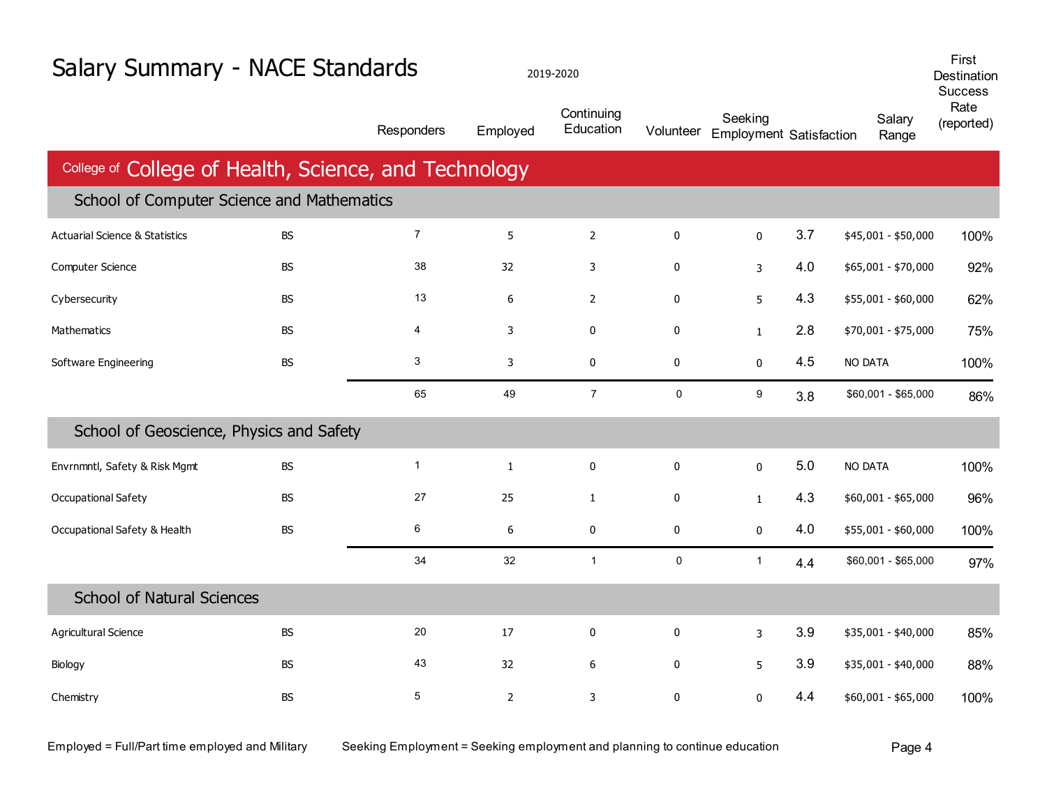# Salary Summary - NACE Standards

2019-2020

| | | Responders | Employed | Continuing Education | Volunteer | Seeking Employment | Satisfaction | Salary Range | First Destination Success Rate (reported) |
|---|---|---|---|---|---|---|---|---|---|
| **College of College of Health, Science, and Technology** | | | | | | | | | |
| **School of Computer Science and Mathematics** | | | | | | | | | |
| Actuarial Science & Statistics | BS | 7 | 5 | 2 | 0 | 0 | 3.7 | $45,001 - $50,000 | 100% |
| Computer Science | BS | 38 | 32 | 3 | 0 | 3 | 4.0 | $65,001 - $70,000 | 92% |
| Cybersecurity | BS | 13 | 6 | 2 | 0 | 5 | 4.3 | $55,001 - $60,000 | 62% |
| Mathematics | BS | 4 | 3 | 0 | 0 | 1 | 2.8 | $70,001 - $75,000 | 75% |
| Software Engineering | BS | 3 | 3 | 0 | 0 | 0 | 4.5 | NO DATA | 100% |
| | | 65 | 49 | 7 | 0 | 9 | 3.8 | $60,001 - $65,000 | 86% |
| **School of Geoscience, Physics and Safety** | | | | | | | | | |
| Envrnmntl, Safety & Risk Mgmt | BS | 1 | 1 | 0 | 0 | 0 | 5.0 | NO DATA | 100% |
| Occupational Safety | BS | 27 | 25 | 1 | 0 | 1 | 4.3 | $60,001 - $65,000 | 96% |
| Occupational Safety & Health | BS | 6 | 6 | 0 | 0 | 0 | 4.0 | $55,001 - $60,000 | 100% |
| | | 34 | 32 | 1 | 0 | 1 | 4.4 | $60,001 - $65,000 | 97% |
| **School of Natural Sciences** | | | | | | | | | |
| Agricultural Science | BS | 20 | 17 | 0 | 0 | 3 | 3.9 | $35,001 - $40,000 | 85% |
| Biology | BS | 43 | 32 | 6 | 0 | 5 | 3.9 | $35,001 - $40,000 | 88% |
| Chemistry | BS | 5 | 2 | 3 | 0 | 0 | 4.4 | $60,001 - $65,000 | 100% |

Employed = Full/Part time employed and Military    Seeking Employment = Seeking employment and planning to continue education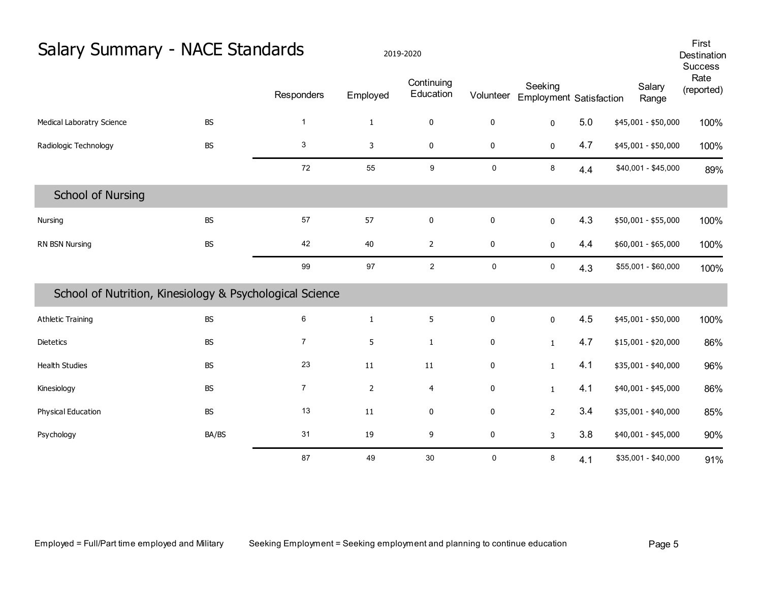# Salary Summary - NACE Standards

2019-2020

| | | Responders | Employed | Continuing Education | Volunteer | Seeking Employment | Satisfaction | Salary Range | First Destination Success Rate (reported) |
|---|---|---|---|---|---|---|---|---|---|
| Medical Laboratry Science | BS | 1 | 1 | 0 | 0 | 0 | 5.0 | $45,001 - $50,000 | 100% |
| Radiologic Technology | BS | 3 | 3 | 0 | 0 | 0 | 4.7 | $45,001 - $50,000 | 100% |
| | | 72 | 55 | 9 | 0 | 8 | 4.4 | $40,001 - $45,000 | 89% |
| **School of Nursing** | | | | | | | | | |
| Nursing | BS | 57 | 57 | 0 | 0 | 0 | 4.3 | $50,001 - $55,000 | 100% |
| RN BSN Nursing | BS | 42 | 40 | 2 | 0 | 0 | 4.4 | $60,001 - $65,000 | 100% |
| | | 99 | 97 | 2 | 0 | 0 | 4.3 | $55,001 - $60,000 | 100% |
| **School of Nutrition, Kinesiology & Psychological Science** | | | | | | | | | |
| Athletic Training | BS | 6 | 1 | 5 | 0 | 0 | 4.5 | $45,001 - $50,000 | 100% |
| Dietetics | BS | 7 | 5 | 1 | 0 | 1 | 4.7 | $15,001 - $20,000 | 86% |
| Health Studies | BS | 23 | 11 | 11 | 0 | 1 | 4.1 | $35,001 - $40,000 | 96% |
| Kinesiology | BS | 7 | 2 | 4 | 0 | 1 | 4.1 | $40,001 - $45,000 | 86% |
| Physical Education | BS | 13 | 11 | 0 | 0 | 2 | 3.4 | $35,001 - $40,000 | 85% |
| Psychology | BA/BS | 31 | 19 | 9 | 0 | 3 | 3.8 | $40,001 - $45,000 | 90% |
| | | 87 | 49 | 30 | 0 | 8 | 4.1 | $35,001 - $40,000 | 91% |

Employed = Full/Part time employed and Military

Seeking Employment = Seeking employment and planning to continue education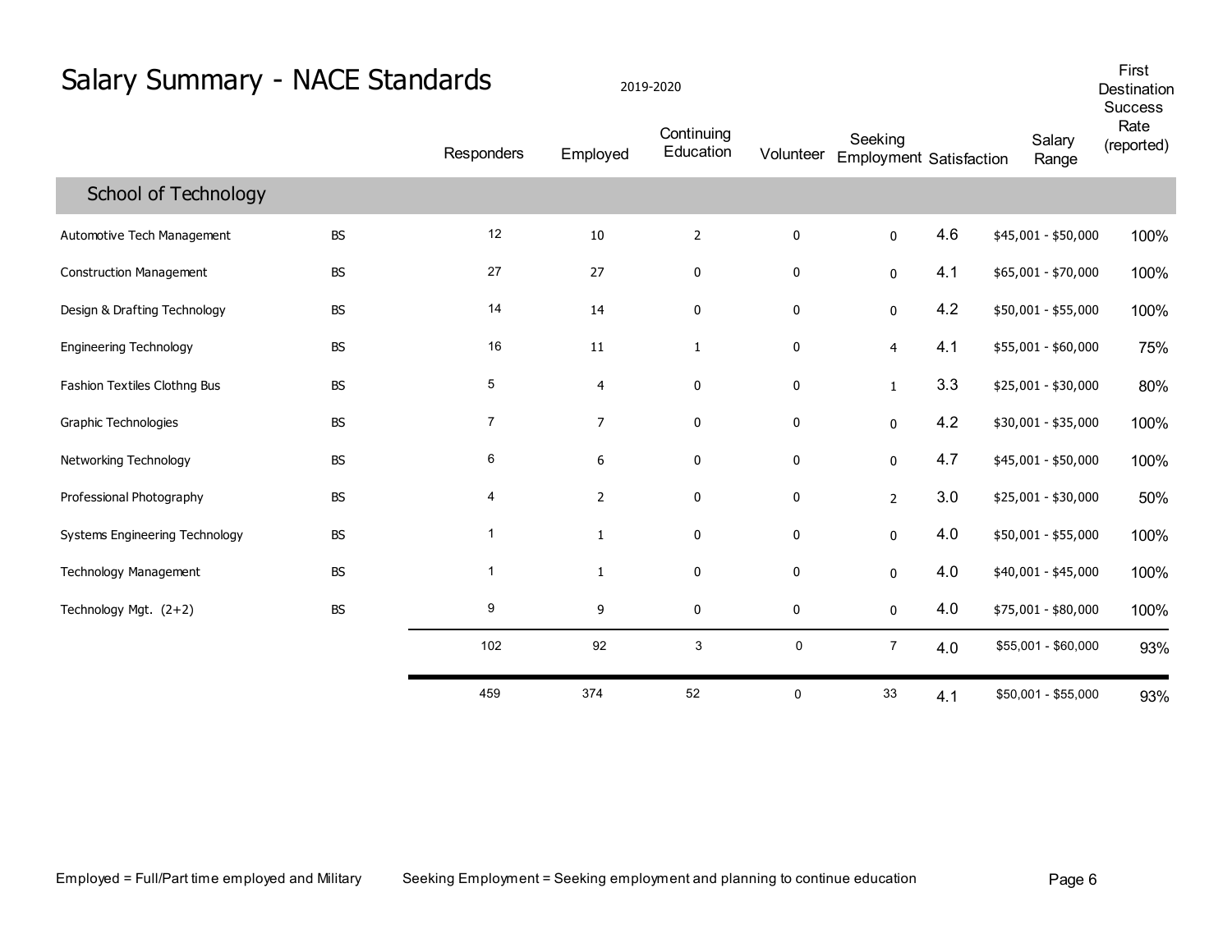# Salary Summary - NACE Standards

2019-2020

| | | Responders | Employed | Continuing Education | Volunteer | Seeking Employment | Satisfaction | Salary Range | First Destination Success Rate (reported) |
|---|---|---|---|---|---|---|---|---|---|
| **School of Technology** | | | | | | | | | |
| Automotive Tech Management | BS | 12 | 10 | 2 | 0 | 0 | 4.6 | $45,001 - $50,000 | 100% |
| Construction Management | BS | 27 | 27 | 0 | 0 | 0 | 4.1 | $65,001 - $70,000 | 100% |
| Design & Drafting Technology | BS | 14 | 14 | 0 | 0 | 0 | 4.2 | $50,001 - $55,000 | 100% |
| Engineering Technology | BS | 16 | 11 | 1 | 0 | 4 | 4.1 | $55,001 - $60,000 | 75% |
| Fashion Textiles Clothng Bus | BS | 5 | 4 | 0 | 0 | 1 | 3.3 | $25,001 - $30,000 | 80% |
| Graphic Technologies | BS | 7 | 7 | 0 | 0 | 0 | 4.2 | $30,001 - $35,000 | 100% |
| Networking Technology | BS | 6 | 6 | 0 | 0 | 0 | 4.7 | $45,001 - $50,000 | 100% |
| Professional Photography | BS | 4 | 2 | 0 | 0 | 2 | 3.0 | $25,001 - $30,000 | 50% |
| Systems Engineering Technology | BS | 1 | 1 | 0 | 0 | 0 | 4.0 | $50,001 - $55,000 | 100% |
| Technology Management | BS | 1 | 1 | 0 | 0 | 0 | 4.0 | $40,001 - $45,000 | 100% |
| Technology Mgt. (2+2) | BS | 9 | 9 | 0 | 0 | 0 | 4.0 | $75,001 - $80,000 | 100% |
| | | 102 | 92 | 3 | 0 | 7 | 4.0 | $55,001 - $60,000 | 93% |
| | | 459 | 374 | 52 | 0 | 33 | 4.1 | $50,001 - $55,000 | 93% |

Employed = Full/Part time employed and Military

Seeking Employment = Seeking employment and planning to continue education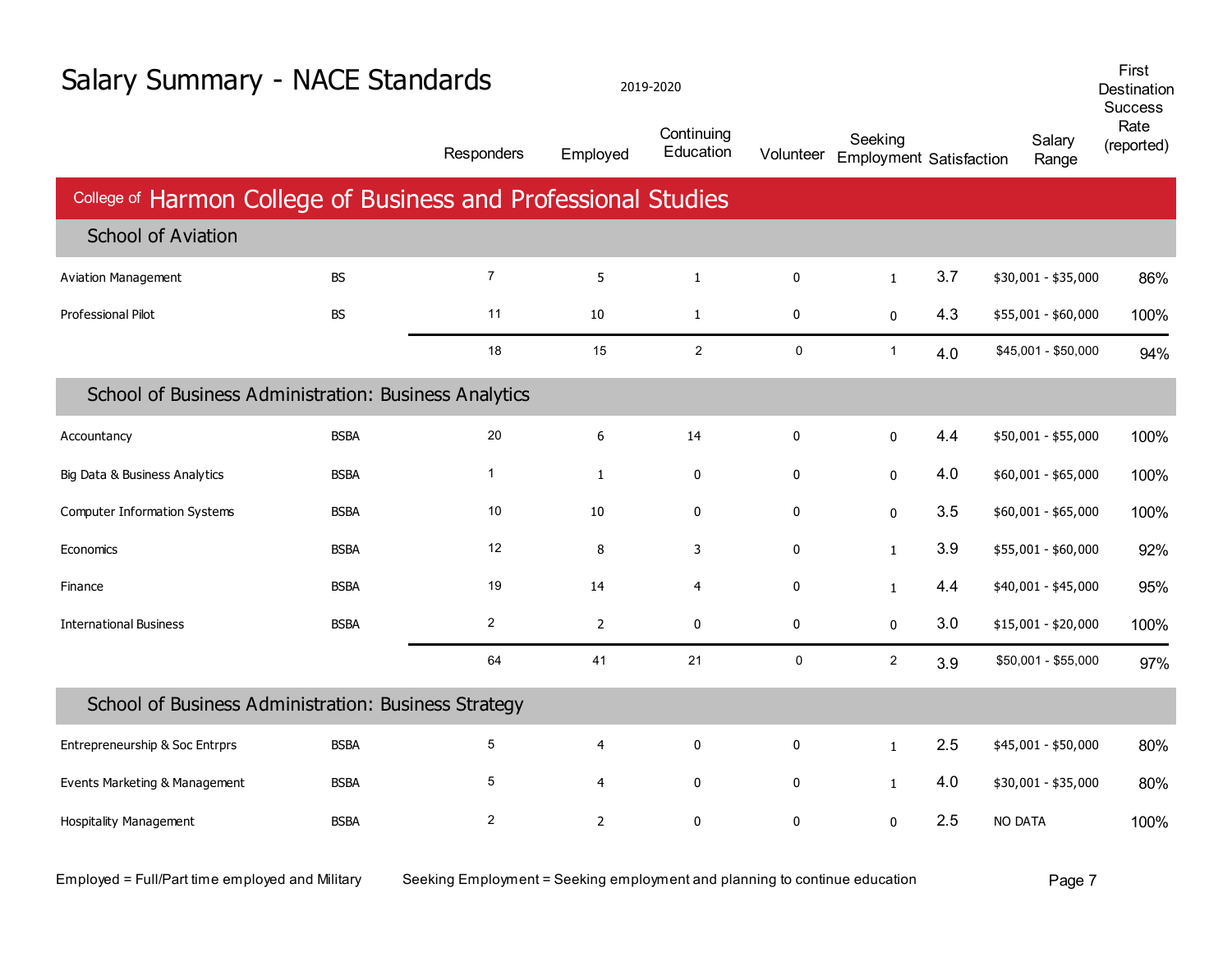# Salary Summary - NACE Standards

2019-2020

## College of Harmon College of Business and Professional Studies

| | | Responders | Employed | Continuing Education | Volunteer | Seeking Employment | Satisfaction | Salary Range | First Destination Success Rate (reported) |
|---|---|---|---|---|---|---|---|---|---|
| **School of Aviation** | | | | | | | | | |
| Aviation Management | BS | 7 | 5 | 1 | 0 | 1 | 3.7 | $30,001 - $35,000 | 86% |
| Professional Pilot | BS | 11 | 10 | 1 | 0 | 0 | 4.3 | $55,001 - $60,000 | 100% |
| | | 18 | 15 | 2 | 0 | 1 | 4.0 | $45,001 - $50,000 | 94% |
| **School of Business Administration: Business Analytics** | | | | | | | | | |
| Accountancy | BSBA | 20 | 6 | 14 | 0 | 0 | 4.4 | $50,001 - $55,000 | 100% |
| Big Data & Business Analytics | BSBA | 1 | 1 | 0 | 0 | 0 | 4.0 | $60,001 - $65,000 | 100% |
| Computer Information Systems | BSBA | 10 | 10 | 0 | 0 | 0 | 3.5 | $60,001 - $65,000 | 100% |
| Economics | BSBA | 12 | 8 | 3 | 0 | 1 | 3.9 | $55,001 - $60,000 | 92% |
| Finance | BSBA | 19 | 14 | 4 | 0 | 1 | 4.4 | $40,001 - $45,000 | 95% |
| International Business | BSBA | 2 | 2 | 0 | 0 | 0 | 3.0 | $15,001 - $20,000 | 100% |
| | | 64 | 41 | 21 | 0 | 2 | 3.9 | $50,001 - $55,000 | 97% |
| **School of Business Administration: Business Strategy** | | | | | | | | | |
| Entrepreneurship & Soc Entrprs | BSBA | 5 | 4 | 0 | 0 | 1 | 2.5 | $45,001 - $50,000 | 80% |
| Events Marketing & Management | BSBA | 5 | 4 | 0 | 0 | 1 | 4.0 | $30,001 - $35,000 | 80% |
| Hospitality Management | BSBA | 2 | 2 | 0 | 0 | 0 | 2.5 | NO DATA | 100% |

Employed = Full/Part time employed and Military

Seeking Employment = Seeking employment and planning to continue education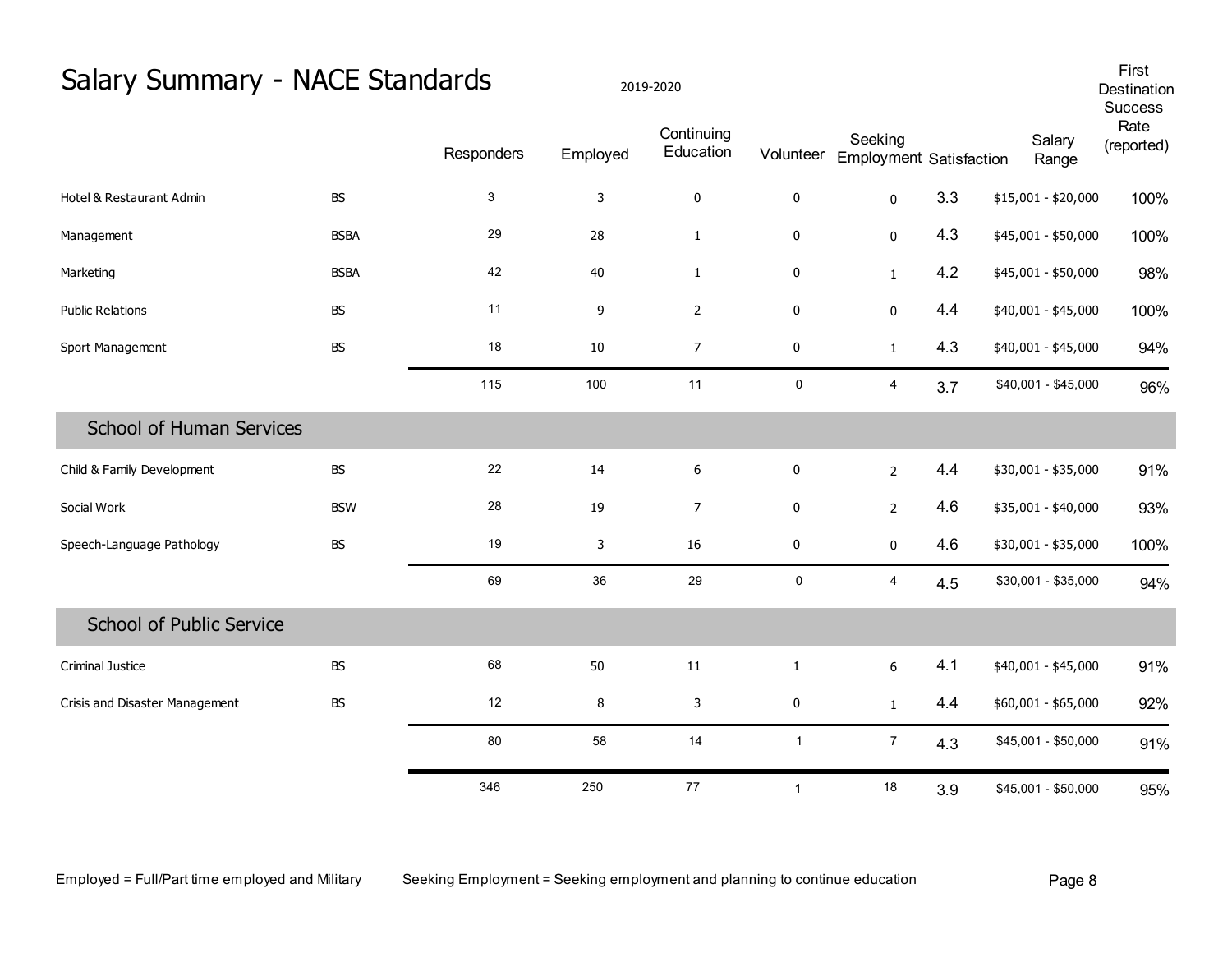# Salary Summary - NACE Standards

2019-2020

| | | Responders | Employed | Continuing Education | Volunteer | Seeking Employment | Satisfaction | Salary Range | First Destination Success Rate (reported) |
|---|---|---|---|---|---|---|---|---|---|
| Hotel & Restaurant Admin | BS | 3 | 3 | 0 | 0 | 0 | 3.3 | $15,001 - $20,000 | 100% |
| Management | BSBA | 29 | 28 | 1 | 0 | 0 | 4.3 | $45,001 - $50,000 | 100% |
| Marketing | BSBA | 42 | 40 | 1 | 0 | 1 | 4.2 | $45,001 - $50,000 | 98% |
| Public Relations | BS | 11 | 9 | 2 | 0 | 0 | 4.4 | $40,001 - $45,000 | 100% |
| Sport Management | BS | 18 | 10 | 7 | 0 | 1 | 4.3 | $40,001 - $45,000 | 94% |
| | | 115 | 100 | 11 | 0 | 4 | 3.7 | $40,001 - $45,000 | 96% |
| **School of Human Services** | | | | | | | | | |
| Child & Family Development | BS | 22 | 14 | 6 | 0 | 2 | 4.4 | $30,001 - $35,000 | 91% |
| Social Work | BSW | 28 | 19 | 7 | 0 | 2 | 4.6 | $35,001 - $40,000 | 93% |
| Speech-Language Pathology | BS | 19 | 3 | 16 | 0 | 0 | 4.6 | $30,001 - $35,000 | 100% |
| | | 69 | 36 | 29 | 0 | 4 | 4.5 | $30,001 - $35,000 | 94% |
| **School of Public Service** | | | | | | | | | |
| Criminal Justice | BS | 68 | 50 | 11 | 1 | 6 | 4.1 | $40,001 - $45,000 | 91% |
| Crisis and Disaster Management | BS | 12 | 8 | 3 | 0 | 1 | 4.4 | $60,001 - $65,000 | 92% |
| | | 80 | 58 | 14 | 1 | 7 | 4.3 | $45,001 - $50,000 | 91% |
| | | 346 | 250 | 77 | 1 | 18 | 3.9 | $45,001 - $50,000 | 95% |

Employed = Full/Part time employed and Military     Seeking Employment = Seeking employment and planning to continue education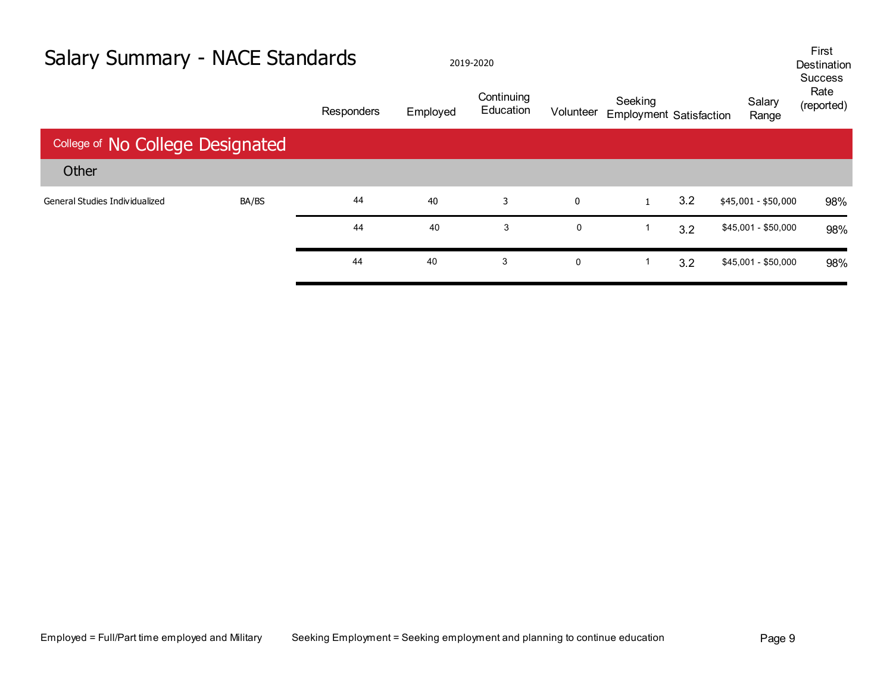# Salary Summary - NACE Standards

2019-2020

| | | Responders | Employed | Continuing Education | Volunteer | Seeking Employment | Satisfaction | Salary Range | First Destination Success Rate (reported) |
|---|---|---|---|---|---|---|---|---|---|
| **College of No College Designated** | | | | | | | | | |
| **Other** | | | | | | | | | |
| General Studies Individualized | BA/BS | 44 | 40 | 3 | 0 | 1 | 3.2 | $45,001 - $50,000 | 98% |
| | | 44 | 40 | 3 | 0 | 1 | 3.2 | $45,001 - $50,000 | 98% |
| | | 44 | 40 | 3 | 0 | 1 | 3.2 | $45,001 - $50,000 | 98% |

Employed = Full/Part time employed and Military

Seeking Employment = Seeking employment and planning to continue education